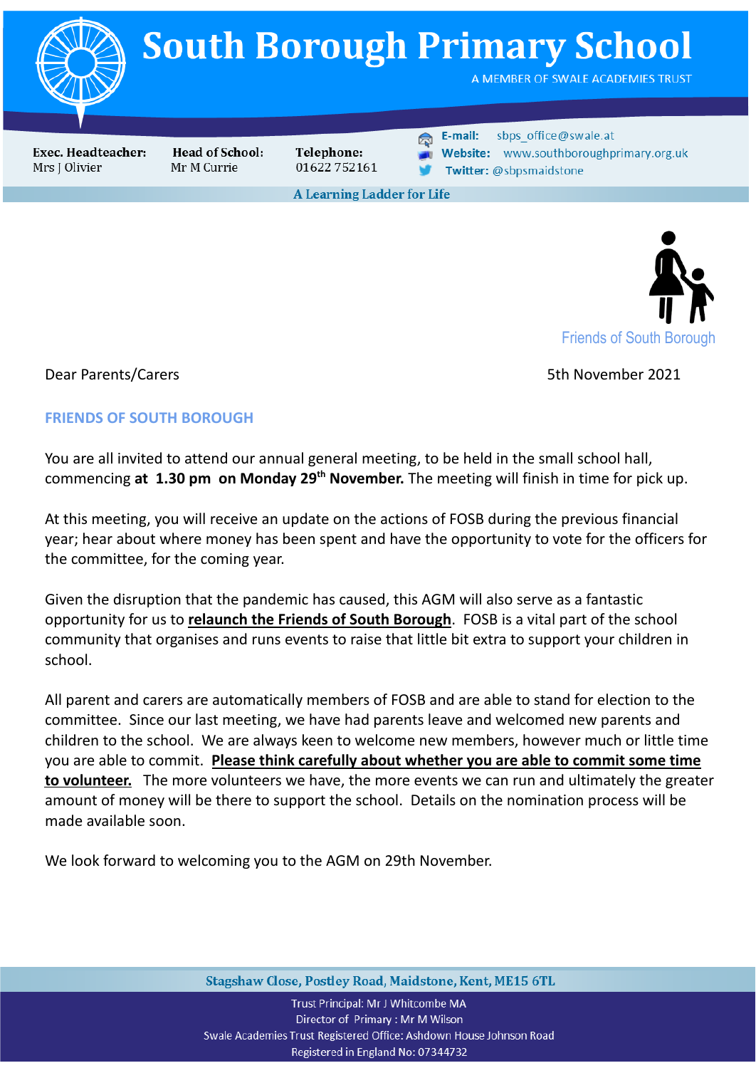# South Borough Primary School

A MEMBER OF SWALE ACADEMIES TRUST

**Exec. Headteacher:** Mrs J Olivier

**Head of School:** Mr M Currie

**Telephone:** 01622 752161

**E-mail:** sbps_office@swale.at

**Website:** www.southboroughprimary.org.uk

**Twitter:** @sbpsmaidstone

**A Learning Ladder for Life**

Friends of South Borough

Dear Parents/Carers

5th November 2021

## FRIENDS OF SOUTH BOROUGH

You are all invited to attend our annual general meeting, to be held in the small school hall, commencing **at 1.30 pm on Monday 29th November.** The meeting will finish in time for pick up.

At this meeting, you will receive an update on the actions of FOSB during the previous financial year; hear about where money has been spent and have the opportunity to vote for the officers for the committee, for the coming year.

Given the disruption that the pandemic has caused, this AGM will also serve as a fantastic opportunity for us to **relaunch the Friends of South Borough**. FOSB is a vital part of the school community that organises and runs events to raise that little bit extra to support your children in school.

All parent and carers are automatically members of FOSB and are able to stand for election to the committee. Since our last meeting, we have had parents leave and welcomed new parents and children to the school. We are always keen to welcome new members, however much or little time you are able to commit. **Please think carefully about whether you are able to commit some time to volunteer.** The more volunteers we have, the more events we can run and ultimately the greater amount of money will be there to support the school. Details on the nomination process will be made available soon.

We look forward to welcoming you to the AGM on 29th November.

Stagshaw Close, Postley Road, Maidstone, Kent, ME15 6TL

Trust Principal: Mr J Whitcombe MA
Director of Primary : Mr M Wilson
Swale Academies Trust Registered Office: Ashdown House Johnson Road
Registered in England No: 07344732